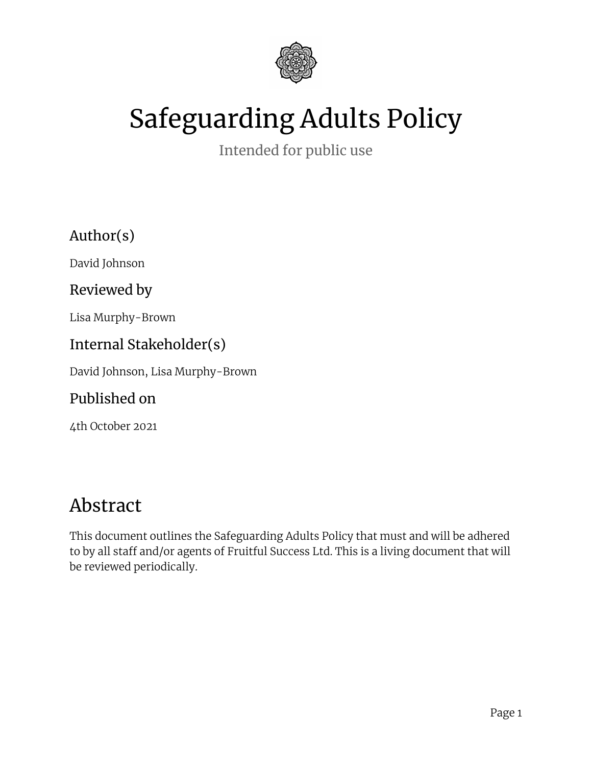# Safeguarding Adults Policy

Intended for public use

## Author(s)

David Johnson

## Reviewed by

Lisa Murphy-Brown

## Internal Stakeholder(s)

David Johnson, Lisa Murphy-Brown

## Published on

4th October 2021

# Abstract

This document outlines the Safeguarding Adults Policy that must and will be adhered to by all staff and/or agents of Fruitful Success Ltd. This is a living document that will be reviewed periodically.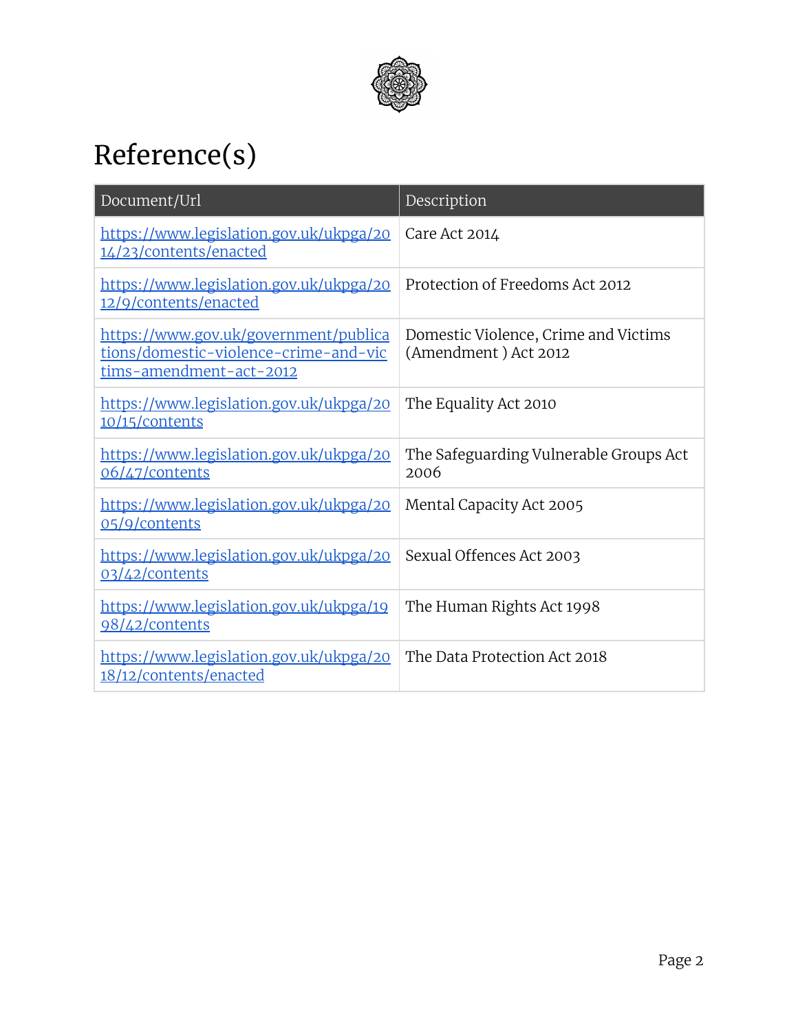# Reference(s)

| Document/Url | Description |
| --- | --- |
| https://www.legislation.gov.uk/ukpga/2014/23/contents/enacted | Care Act 2014 |
| https://www.legislation.gov.uk/ukpga/2012/9/contents/enacted | Protection of Freedoms Act 2012 |
| https://www.gov.uk/government/publications/domestic-violence-crime-and-victims-amendment-act-2012 | Domestic Violence, Crime and Victims (Amendment ) Act 2012 |
| https://www.legislation.gov.uk/ukpga/2010/15/contents | The Equality Act 2010 |
| https://www.legislation.gov.uk/ukpga/2006/47/contents | The Safeguarding Vulnerable Groups Act 2006 |
| https://www.legislation.gov.uk/ukpga/2005/9/contents | Mental Capacity Act 2005 |
| https://www.legislation.gov.uk/ukpga/2003/42/contents | Sexual Offences Act 2003 |
| https://www.legislation.gov.uk/ukpga/1998/42/contents | The Human Rights Act 1998 |
| https://www.legislation.gov.uk/ukpga/2018/12/contents/enacted | The Data Protection Act 2018 |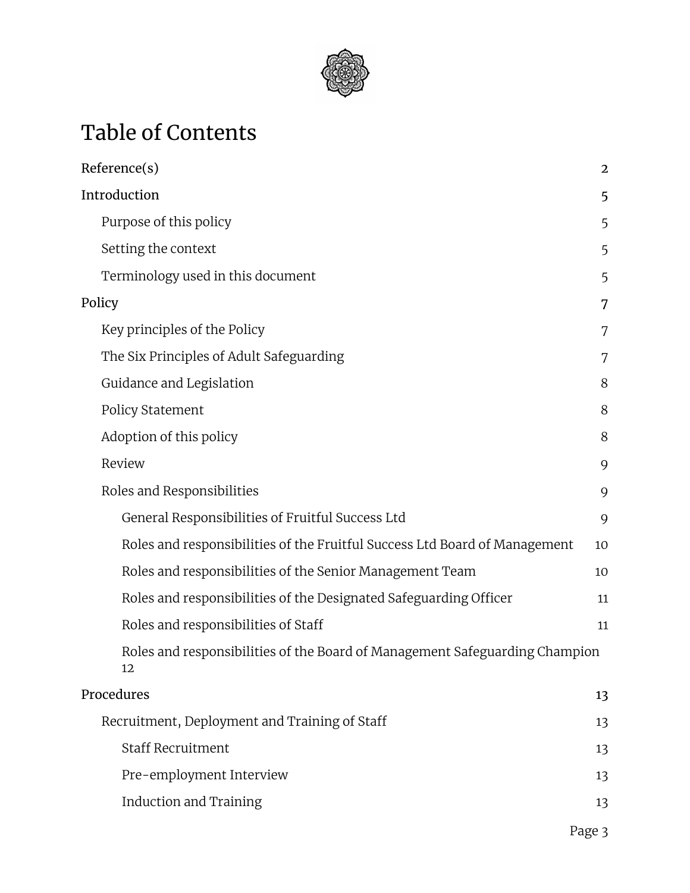# Table of Contents

- Reference(s) 2
- Introduction 5
  - Purpose of this policy 5
  - Setting the context 5
  - Terminology used in this document 5
- Policy 7
  - Key principles of the Policy 7
  - The Six Principles of Adult Safeguarding 7
  - Guidance and Legislation 8
  - Policy Statement 8
  - Adoption of this policy 8
  - Review 9
  - Roles and Responsibilities 9
    - General Responsibilities of Fruitful Success Ltd 9
    - Roles and responsibilities of the Fruitful Success Ltd Board of Management 10
    - Roles and responsibilities of the Senior Management Team 10
    - Roles and responsibilities of the Designated Safeguarding Officer 11
    - Roles and responsibilities of Staff 11
    - Roles and responsibilities of the Board of Management Safeguarding Champion 12
- Procedures 13
  - Recruitment, Deployment and Training of Staff 13
    - Staff Recruitment 13
    - Pre-employment Interview 13
    - Induction and Training 13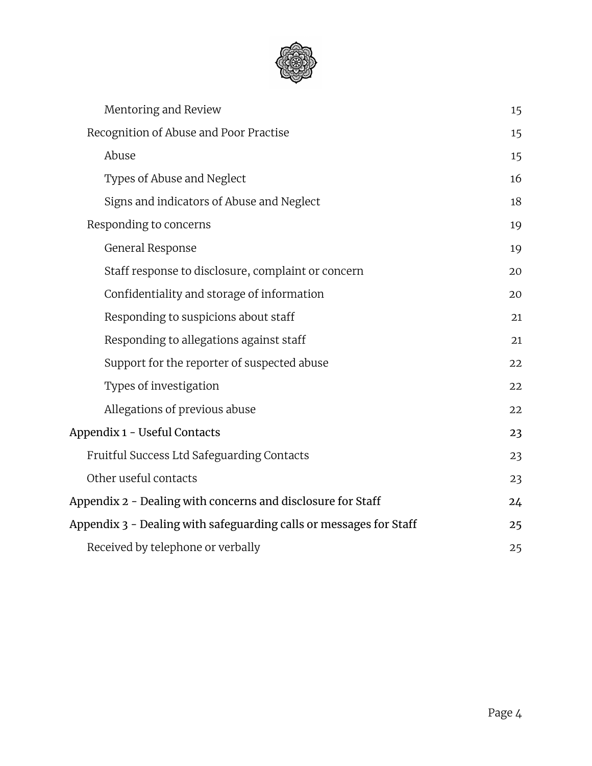- Mentoring and Review 15
- Recognition of Abuse and Poor Practise 15
  - Abuse 15
  - Types of Abuse and Neglect 16
  - Signs and indicators of Abuse and Neglect 18
- Responding to concerns 19
  - General Response 19
  - Staff response to disclosure, complaint or concern 20
  - Confidentiality and storage of information 20
  - Responding to suspicions about staff 21
  - Responding to allegations against staff 21
  - Support for the reporter of suspected abuse 22
  - Types of investigation 22
  - Allegations of previous abuse 22

Appendix 1 - Useful Contacts 23
- Fruitful Success Ltd Safeguarding Contacts 23
- Other useful contacts 23

Appendix 2 - Dealing with concerns and disclosure for Staff 24

Appendix 3 - Dealing with safeguarding calls or messages for Staff 25
- Received by telephone or verbally 25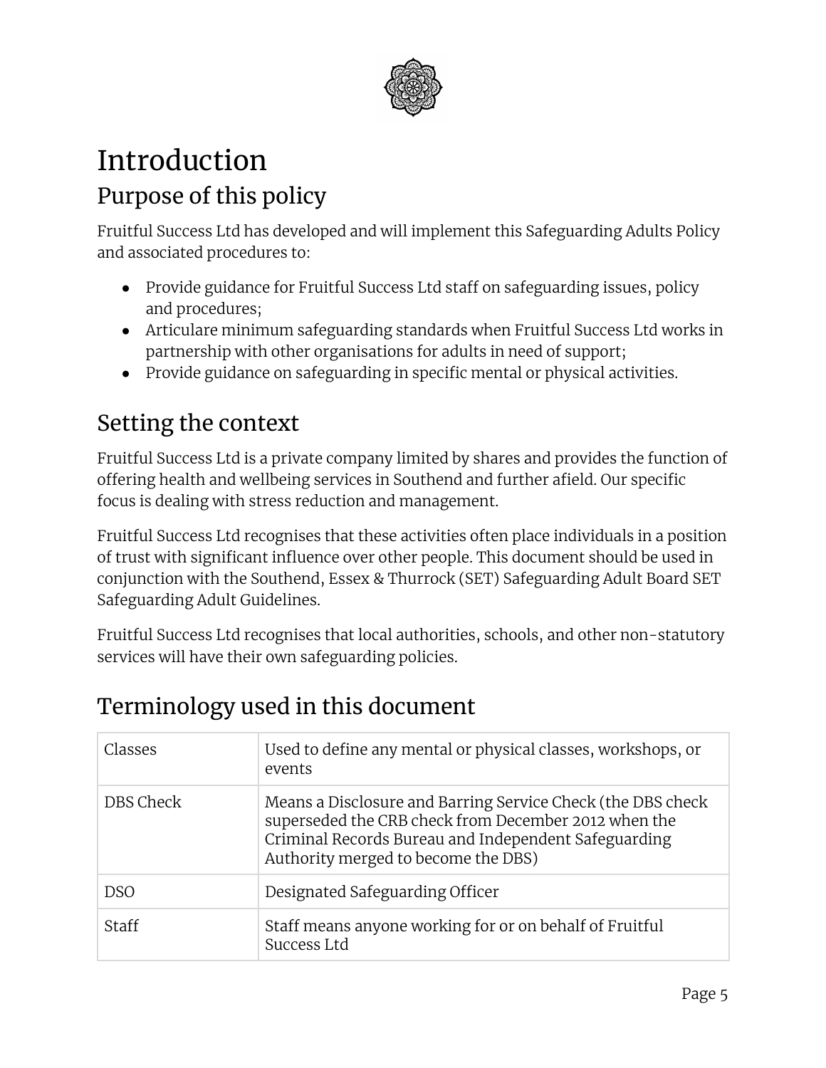# Introduction

## Purpose of this policy

Fruitful Success Ltd has developed and will implement this Safeguarding Adults Policy and associated procedures to:

- Provide guidance for Fruitful Success Ltd staff on safeguarding issues, policy and procedures;
- Articulare minimum safeguarding standards when Fruitful Success Ltd works in partnership with other organisations for adults in need of support;
- Provide guidance on safeguarding in specific mental or physical activities.

## Setting the context

Fruitful Success Ltd is a private company limited by shares and provides the function of offering health and wellbeing services in Southend and further afield. Our specific focus is dealing with stress reduction and management.

Fruitful Success Ltd recognises that these activities often place individuals in a position of trust with significant influence over other people. This document should be used in conjunction with the Southend, Essex & Thurrock (SET) Safeguarding Adult Board SET Safeguarding Adult Guidelines.

Fruitful Success Ltd recognises that local authorities, schools, and other non-statutory services will have their own safeguarding policies.

## Terminology used in this document

| Term | Definition |
|---|---|
| Classes | Used to define any mental or physical classes, workshops, or events |
| DBS Check | Means a Disclosure and Barring Service Check (the DBS check superseded the CRB check from December 2012 when the Criminal Records Bureau and Independent Safeguarding Authority merged to become the DBS) |
| DSO | Designated Safeguarding Officer |
| Staff | Staff means anyone working for or on behalf of Fruitful Success Ltd |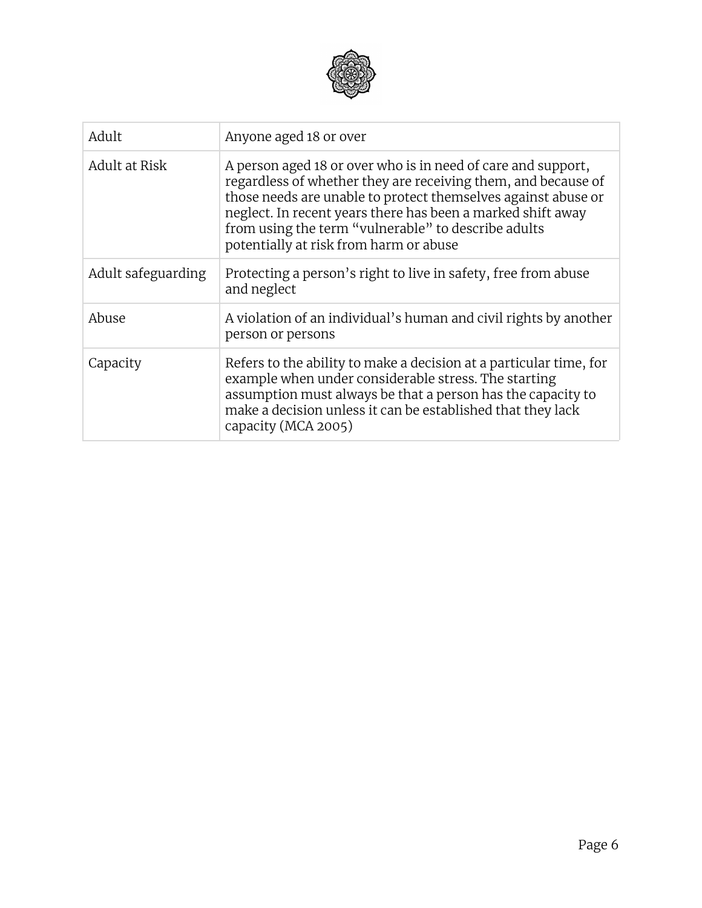| Adult | Anyone aged 18 or over |
|---|---|
| Adult at Risk | A person aged 18 or over who is in need of care and support, regardless of whether they are receiving them, and because of those needs are unable to protect themselves against abuse or neglect. In recent years there has been a marked shift away from using the term “vulnerable” to describe adults potentially at risk from harm or abuse |
| Adult safeguarding | Protecting a person’s right to live in safety, free from abuse and neglect |
| Abuse | A violation of an individual’s human and civil rights by another person or persons |
| Capacity | Refers to the ability to make a decision at a particular time, for example when under considerable stress. The starting assumption must always be that a person has the capacity to make a decision unless it can be established that they lack capacity (MCA 2005) |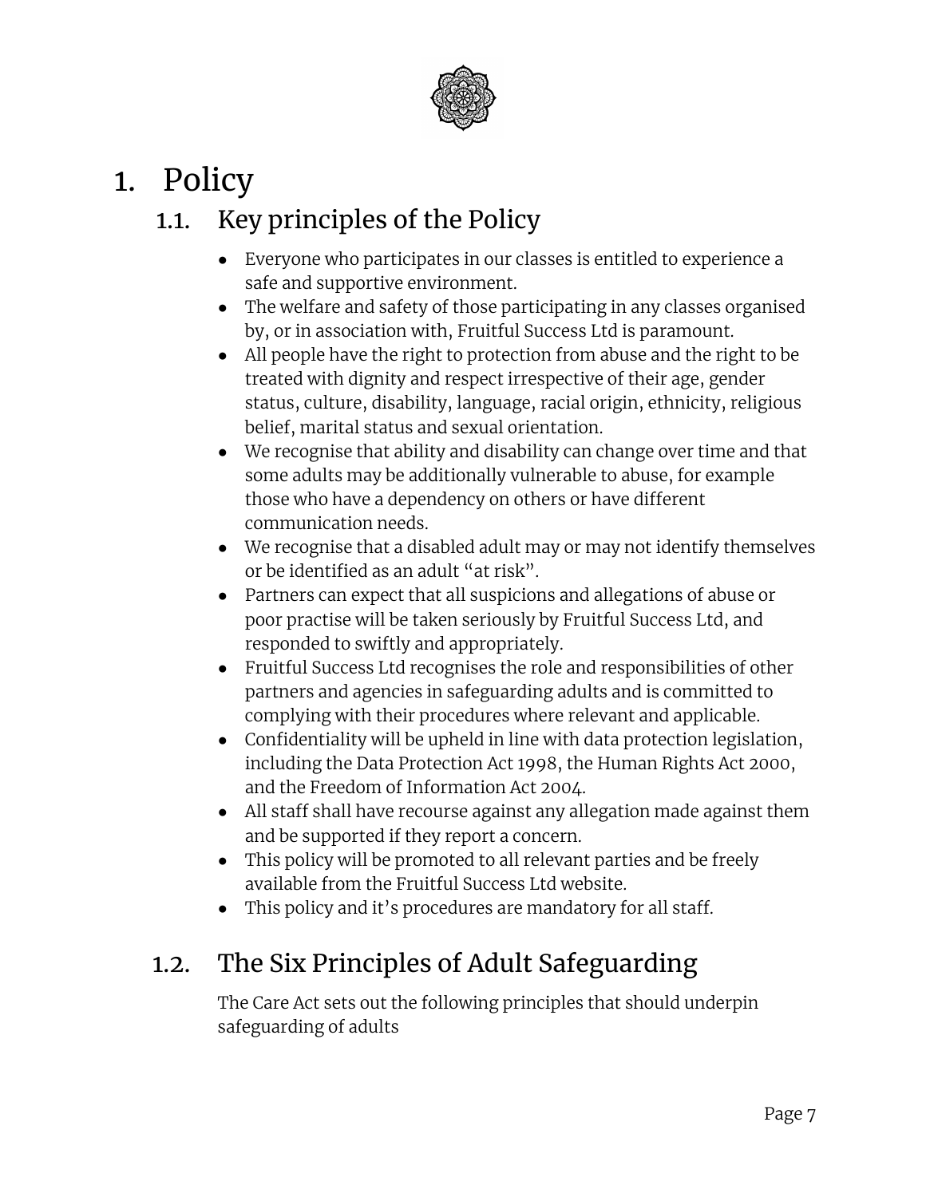# 1. Policy

## 1.1. Key principles of the Policy

- Everyone who participates in our classes is entitled to experience a safe and supportive environment.
- The welfare and safety of those participating in any classes organised by, or in association with, Fruitful Success Ltd is paramount.
- All people have the right to protection from abuse and the right to be treated with dignity and respect irrespective of their age, gender status, culture, disability, language, racial origin, ethnicity, religious belief, marital status and sexual orientation.
- We recognise that ability and disability can change over time and that some adults may be additionally vulnerable to abuse, for example those who have a dependency on others or have different communication needs.
- We recognise that a disabled adult may or may not identify themselves or be identified as an adult "at risk".
- Partners can expect that all suspicions and allegations of abuse or poor practise will be taken seriously by Fruitful Success Ltd, and responded to swiftly and appropriately.
- Fruitful Success Ltd recognises the role and responsibilities of other partners and agencies in safeguarding adults and is committed to complying with their procedures where relevant and applicable.
- Confidentiality will be upheld in line with data protection legislation, including the Data Protection Act 1998, the Human Rights Act 2000, and the Freedom of Information Act 2004.
- All staff shall have recourse against any allegation made against them and be supported if they report a concern.
- This policy will be promoted to all relevant parties and be freely available from the Fruitful Success Ltd website.
- This policy and it's procedures are mandatory for all staff.

## 1.2. The Six Principles of Adult Safeguarding

The Care Act sets out the following principles that should underpin safeguarding of adults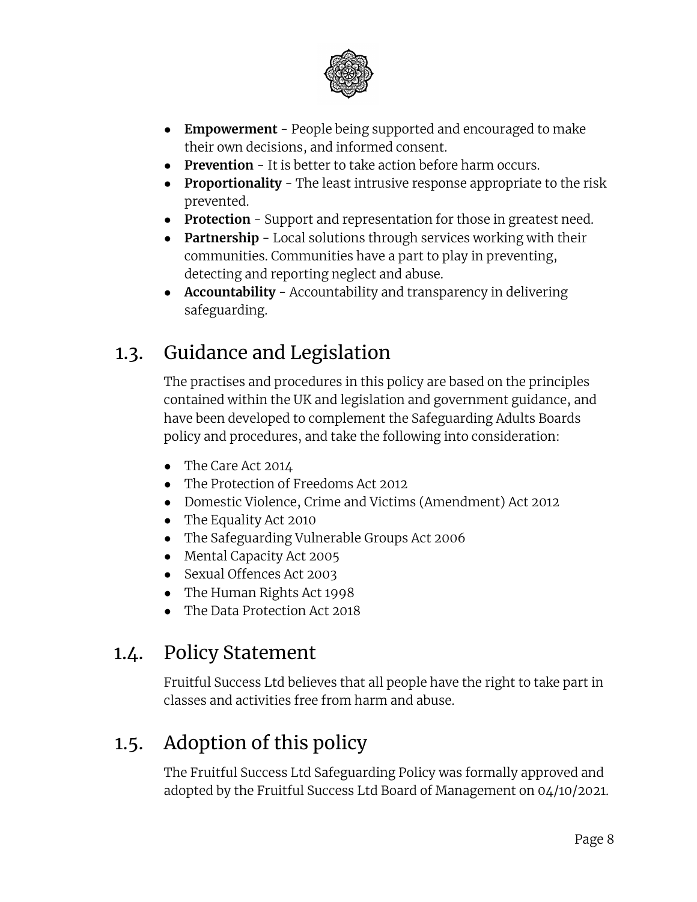- **Empowerment** - People being supported and encouraged to make their own decisions, and informed consent.
- **Prevention** - It is better to take action before harm occurs.
- **Proportionality** - The least intrusive response appropriate to the risk prevented.
- **Protection** - Support and representation for those in greatest need.
- **Partnership** - Local solutions through services working with their communities. Communities have a part to play in preventing, detecting and reporting neglect and abuse.
- **Accountability** - Accountability and transparency in delivering safeguarding.

## 1.3. Guidance and Legislation

The practises and procedures in this policy are based on the principles contained within the UK and legislation and government guidance, and have been developed to complement the Safeguarding Adults Boards policy and procedures, and take the following into consideration:

- The Care Act 2014
- The Protection of Freedoms Act 2012
- Domestic Violence, Crime and Victims (Amendment) Act 2012
- The Equality Act 2010
- The Safeguarding Vulnerable Groups Act 2006
- Mental Capacity Act 2005
- Sexual Offences Act 2003
- The Human Rights Act 1998
- The Data Protection Act 2018

## 1.4. Policy Statement

Fruitful Success Ltd believes that all people have the right to take part in classes and activities free from harm and abuse.

## 1.5. Adoption of this policy

The Fruitful Success Ltd Safeguarding Policy was formally approved and adopted by the Fruitful Success Ltd Board of Management on 04/10/2021.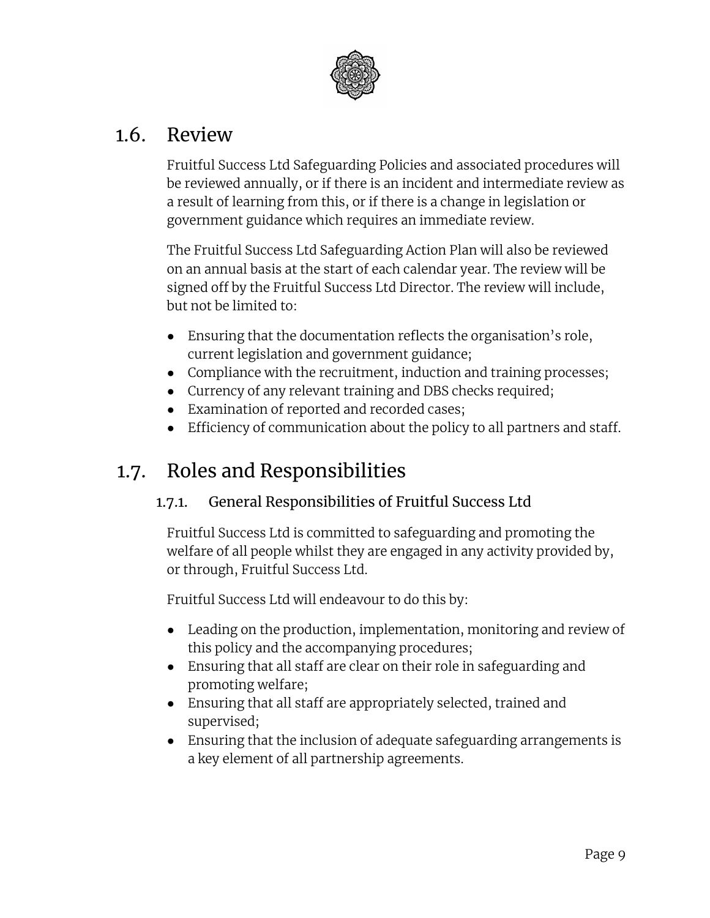## 1.6. Review

Fruitful Success Ltd Safeguarding Policies and associated procedures will be reviewed annually, or if there is an incident and intermediate review as a result of learning from this, or if there is a change in legislation or government guidance which requires an immediate review.

The Fruitful Success Ltd Safeguarding Action Plan will also be reviewed on an annual basis at the start of each calendar year. The review will be signed off by the Fruitful Success Ltd Director. The review will include, but not be limited to:

- Ensuring that the documentation reflects the organisation's role, current legislation and government guidance;
- Compliance with the recruitment, induction and training processes;
- Currency of any relevant training and DBS checks required;
- Examination of reported and recorded cases;
- Efficiency of communication about the policy to all partners and staff.

## 1.7. Roles and Responsibilities

### 1.7.1. General Responsibilities of Fruitful Success Ltd

Fruitful Success Ltd is committed to safeguarding and promoting the welfare of all people whilst they are engaged in any activity provided by, or through, Fruitful Success Ltd.

Fruitful Success Ltd will endeavour to do this by:

- Leading on the production, implementation, monitoring and review of this policy and the accompanying procedures;
- Ensuring that all staff are clear on their role in safeguarding and promoting welfare;
- Ensuring that all staff are appropriately selected, trained and supervised;
- Ensuring that the inclusion of adequate safeguarding arrangements is a key element of all partnership agreements.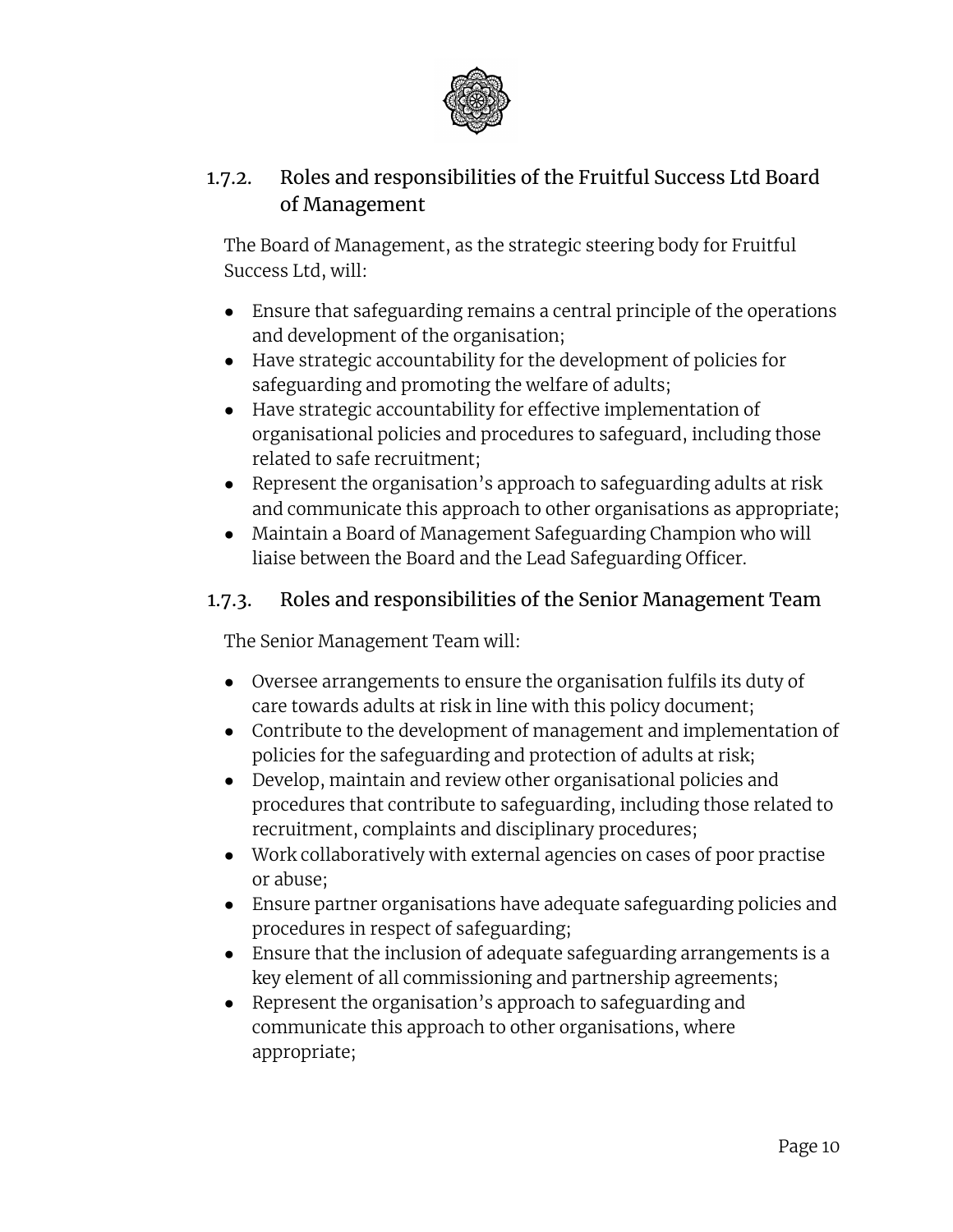### 1.7.2. Roles and responsibilities of the Fruitful Success Ltd Board of Management

The Board of Management, as the strategic steering body for Fruitful Success Ltd, will:

- Ensure that safeguarding remains a central principle of the operations and development of the organisation;
- Have strategic accountability for the development of policies for safeguarding and promoting the welfare of adults;
- Have strategic accountability for effective implementation of organisational policies and procedures to safeguard, including those related to safe recruitment;
- Represent the organisation's approach to safeguarding adults at risk and communicate this approach to other organisations as appropriate;
- Maintain a Board of Management Safeguarding Champion who will liaise between the Board and the Lead Safeguarding Officer.

### 1.7.3. Roles and responsibilities of the Senior Management Team

The Senior Management Team will:

- Oversee arrangements to ensure the organisation fulfils its duty of care towards adults at risk in line with this policy document;
- Contribute to the development of management and implementation of policies for the safeguarding and protection of adults at risk;
- Develop, maintain and review other organisational policies and procedures that contribute to safeguarding, including those related to recruitment, complaints and disciplinary procedures;
- Work collaboratively with external agencies on cases of poor practise or abuse;
- Ensure partner organisations have adequate safeguarding policies and procedures in respect of safeguarding;
- Ensure that the inclusion of adequate safeguarding arrangements is a key element of all commissioning and partnership agreements;
- Represent the organisation's approach to safeguarding and communicate this approach to other organisations, where appropriate;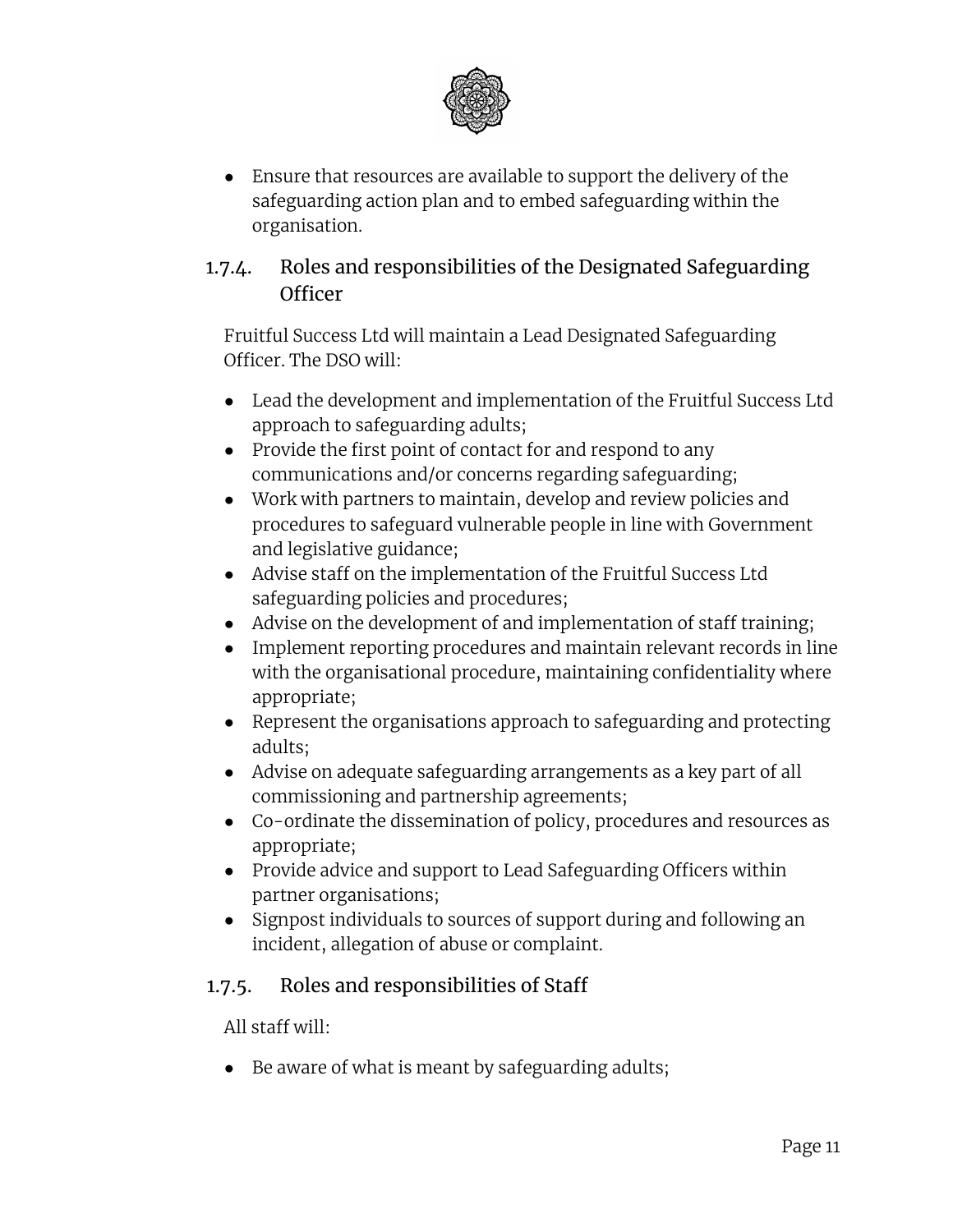- Ensure that resources are available to support the delivery of the safeguarding action plan and to embed safeguarding within the organisation.

### 1.7.4. Roles and responsibilities of the Designated Safeguarding Officer

Fruitful Success Ltd will maintain a Lead Designated Safeguarding Officer. The DSO will:

- Lead the development and implementation of the Fruitful Success Ltd approach to safeguarding adults;
- Provide the first point of contact for and respond to any communications and/or concerns regarding safeguarding;
- Work with partners to maintain, develop and review policies and procedures to safeguard vulnerable people in line with Government and legislative guidance;
- Advise staff on the implementation of the Fruitful Success Ltd safeguarding policies and procedures;
- Advise on the development of and implementation of staff training;
- Implement reporting procedures and maintain relevant records in line with the organisational procedure, maintaining confidentiality where appropriate;
- Represent the organisations approach to safeguarding and protecting adults;
- Advise on adequate safeguarding arrangements as a key part of all commissioning and partnership agreements;
- Co-ordinate the dissemination of policy, procedures and resources as appropriate;
- Provide advice and support to Lead Safeguarding Officers within partner organisations;
- Signpost individuals to sources of support during and following an incident, allegation of abuse or complaint.

### 1.7.5. Roles and responsibilities of Staff

All staff will:

- Be aware of what is meant by safeguarding adults;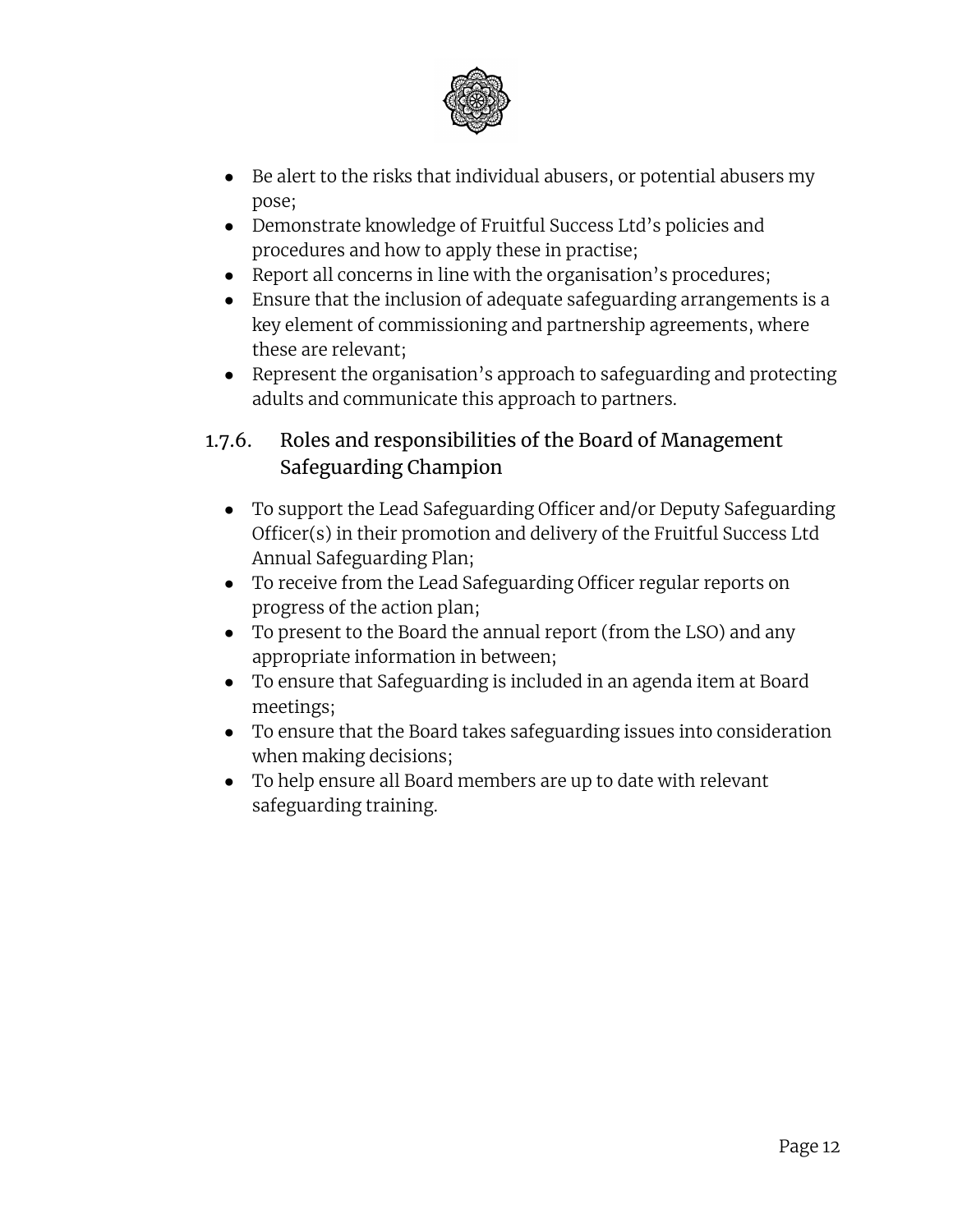- Be alert to the risks that individual abusers, or potential abusers my pose;
- Demonstrate knowledge of Fruitful Success Ltd's policies and procedures and how to apply these in practise;
- Report all concerns in line with the organisation's procedures;
- Ensure that the inclusion of adequate safeguarding arrangements is a key element of commissioning and partnership agreements, where these are relevant;
- Represent the organisation's approach to safeguarding and protecting adults and communicate this approach to partners.

### 1.7.6. Roles and responsibilities of the Board of Management Safeguarding Champion

- To support the Lead Safeguarding Officer and/or Deputy Safeguarding Officer(s) in their promotion and delivery of the Fruitful Success Ltd Annual Safeguarding Plan;
- To receive from the Lead Safeguarding Officer regular reports on progress of the action plan;
- To present to the Board the annual report (from the LSO) and any appropriate information in between;
- To ensure that Safeguarding is included in an agenda item at Board meetings;
- To ensure that the Board takes safeguarding issues into consideration when making decisions;
- To help ensure all Board members are up to date with relevant safeguarding training.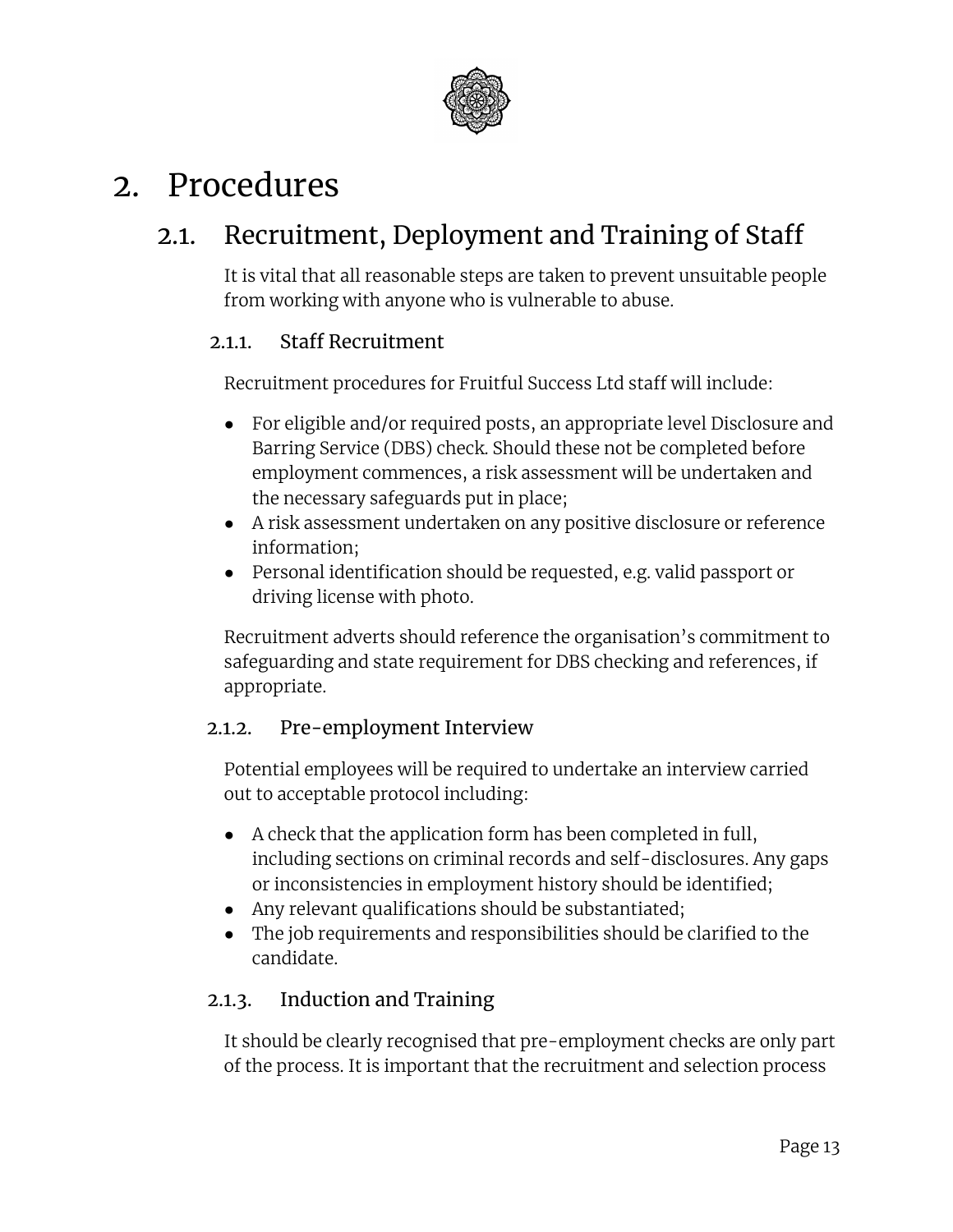# 2. Procedures

## 2.1. Recruitment, Deployment and Training of Staff

It is vital that all reasonable steps are taken to prevent unsuitable people from working with anyone who is vulnerable to abuse.

### 2.1.1. Staff Recruitment

Recruitment procedures for Fruitful Success Ltd staff will include:

- For eligible and/or required posts, an appropriate level Disclosure and Barring Service (DBS) check. Should these not be completed before employment commences, a risk assessment will be undertaken and the necessary safeguards put in place;
- A risk assessment undertaken on any positive disclosure or reference information;
- Personal identification should be requested, e.g. valid passport or driving license with photo.

Recruitment adverts should reference the organisation's commitment to safeguarding and state requirement for DBS checking and references, if appropriate.

### 2.1.2. Pre-employment Interview

Potential employees will be required to undertake an interview carried out to acceptable protocol including:

- A check that the application form has been completed in full, including sections on criminal records and self-disclosures. Any gaps or inconsistencies in employment history should be identified;
- Any relevant qualifications should be substantiated;
- The job requirements and responsibilities should be clarified to the candidate.

### 2.1.3. Induction and Training

It should be clearly recognised that pre-employment checks are only part of the process. It is important that the recruitment and selection process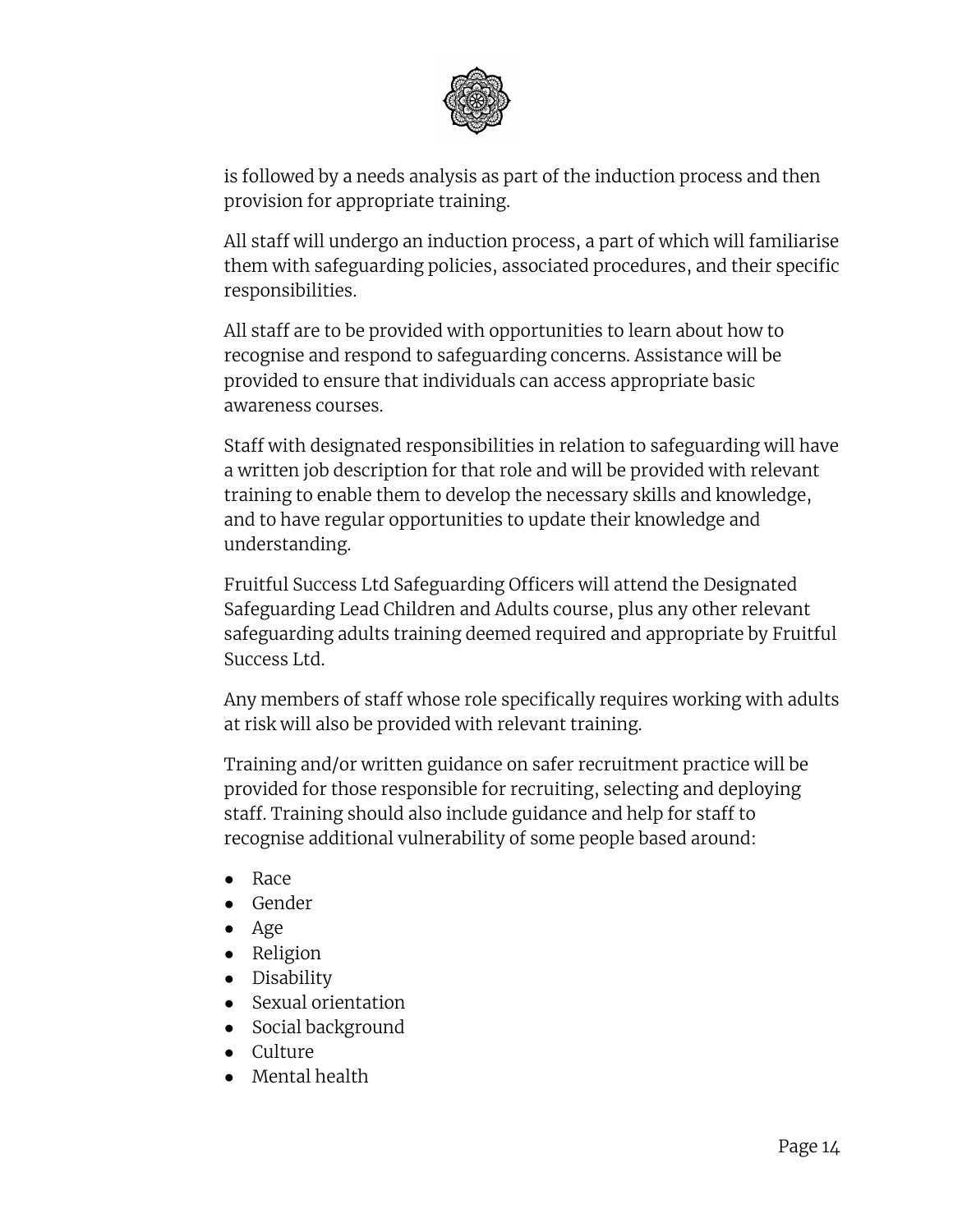is followed by a needs analysis as part of the induction process and then provision for appropriate training.

All staff will undergo an induction process, a part of which will familiarise them with safeguarding policies, associated procedures, and their specific responsibilities.

All staff are to be provided with opportunities to learn about how to recognise and respond to safeguarding concerns. Assistance will be provided to ensure that individuals can access appropriate basic awareness courses.

Staff with designated responsibilities in relation to safeguarding will have a written job description for that role and will be provided with relevant training to enable them to develop the necessary skills and knowledge, and to have regular opportunities to update their knowledge and understanding.

Fruitful Success Ltd Safeguarding Officers will attend the Designated Safeguarding Lead Children and Adults course, plus any other relevant safeguarding adults training deemed required and appropriate by Fruitful Success Ltd.

Any members of staff whose role specifically requires working with adults at risk will also be provided with relevant training.

Training and/or written guidance on safer recruitment practice will be provided for those responsible for recruiting, selecting and deploying staff. Training should also include guidance and help for staff to recognise additional vulnerability of some people based around:

- Race
- Gender
- Age
- Religion
- Disability
- Sexual orientation
- Social background
- Culture
- Mental health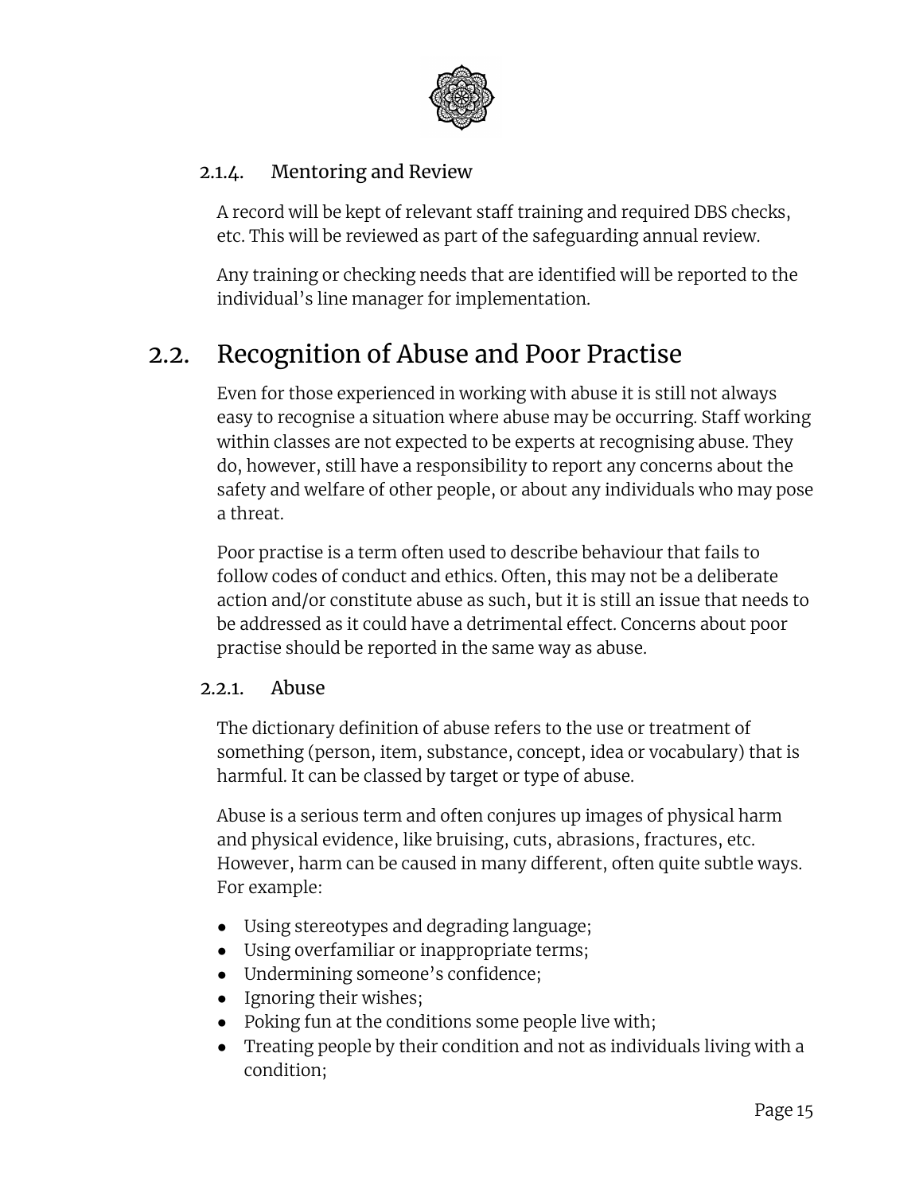#### 2.1.4. Mentoring and Review

A record will be kept of relevant staff training and required DBS checks, etc. This will be reviewed as part of the safeguarding annual review.

Any training or checking needs that are identified will be reported to the individual's line manager for implementation.

## 2.2. Recognition of Abuse and Poor Practise

Even for those experienced in working with abuse it is still not always easy to recognise a situation where abuse may be occurring. Staff working within classes are not expected to be experts at recognising abuse. They do, however, still have a responsibility to report any concerns about the safety and welfare of other people, or about any individuals who may pose a threat.

Poor practise is a term often used to describe behaviour that fails to follow codes of conduct and ethics. Often, this may not be a deliberate action and/or constitute abuse as such, but it is still an issue that needs to be addressed as it could have a detrimental effect. Concerns about poor practise should be reported in the same way as abuse.

#### 2.2.1. Abuse

The dictionary definition of abuse refers to the use or treatment of something (person, item, substance, concept, idea or vocabulary) that is harmful. It can be classed by target or type of abuse.

Abuse is a serious term and often conjures up images of physical harm and physical evidence, like bruising, cuts, abrasions, fractures, etc. However, harm can be caused in many different, often quite subtle ways. For example:

- Using stereotypes and degrading language;
- Using overfamiliar or inappropriate terms;
- Undermining someone's confidence;
- Ignoring their wishes;
- Poking fun at the conditions some people live with;
- Treating people by their condition and not as individuals living with a condition;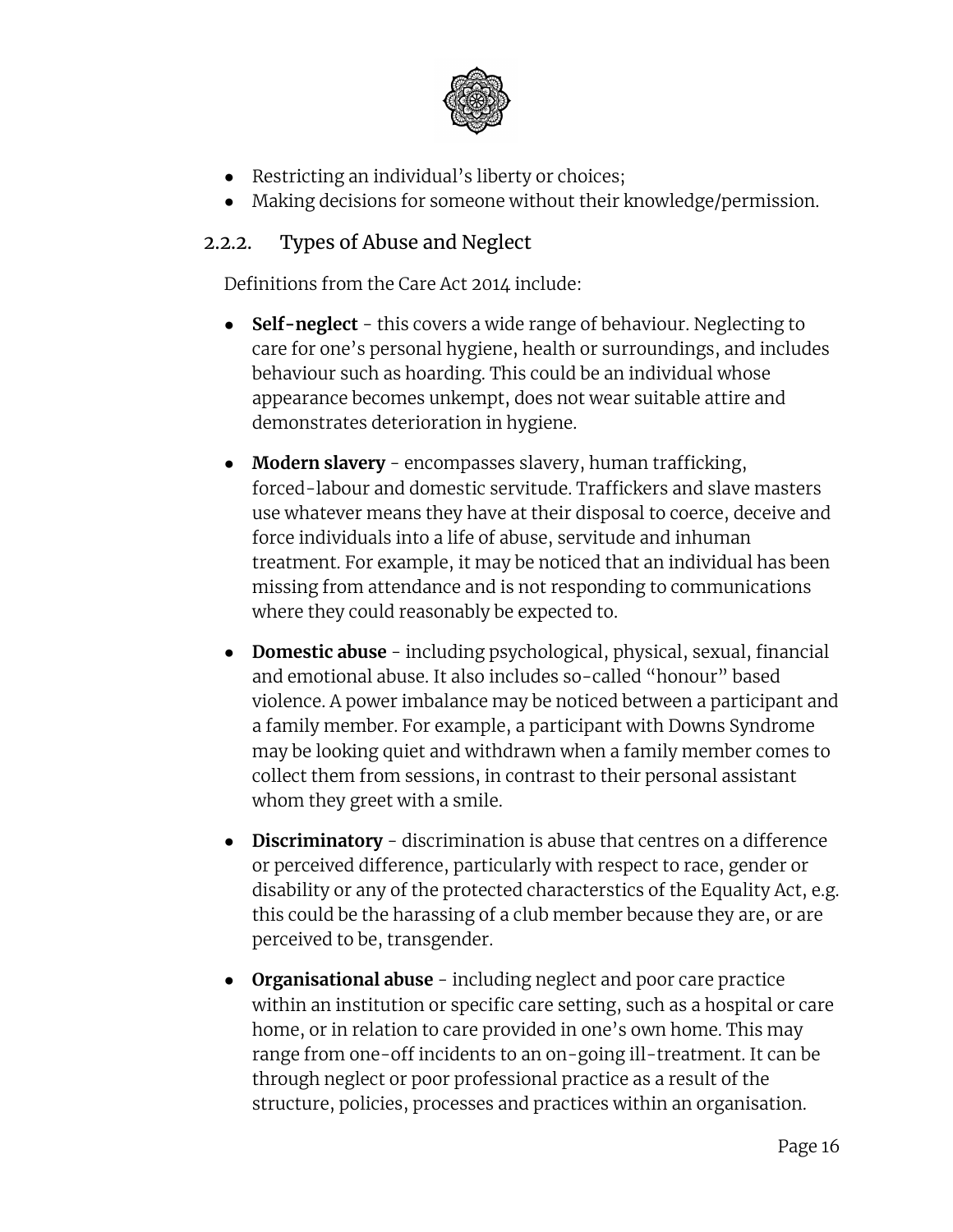- Restricting an individual's liberty or choices;
- Making decisions for someone without their knowledge/permission.

### 2.2.2. Types of Abuse and Neglect

Definitions from the Care Act 2014 include:

- **Self-neglect** - this covers a wide range of behaviour. Neglecting to care for one's personal hygiene, health or surroundings, and includes behaviour such as hoarding. This could be an individual whose appearance becomes unkempt, does not wear suitable attire and demonstrates deterioration in hygiene.

- **Modern slavery** - encompasses slavery, human trafficking, forced-labour and domestic servitude. Traffickers and slave masters use whatever means they have at their disposal to coerce, deceive and force individuals into a life of abuse, servitude and inhuman treatment. For example, it may be noticed that an individual has been missing from attendance and is not responding to communications where they could reasonably be expected to.

- **Domestic abuse** - including psychological, physical, sexual, financial and emotional abuse. It also includes so-called "honour" based violence. A power imbalance may be noticed between a participant and a family member. For example, a participant with Downs Syndrome may be looking quiet and withdrawn when a family member comes to collect them from sessions, in contrast to their personal assistant whom they greet with a smile.

- **Discriminatory** - discrimination is abuse that centres on a difference or perceived difference, particularly with respect to race, gender or disability or any of the protected characterstics of the Equality Act, e.g. this could be the harassing of a club member because they are, or are perceived to be, transgender.

- **Organisational abuse** - including neglect and poor care practice within an institution or specific care setting, such as a hospital or care home, or in relation to care provided in one's own home. This may range from one-off incidents to an on-going ill-treatment. It can be through neglect or poor professional practice as a result of the structure, policies, processes and practices within an organisation.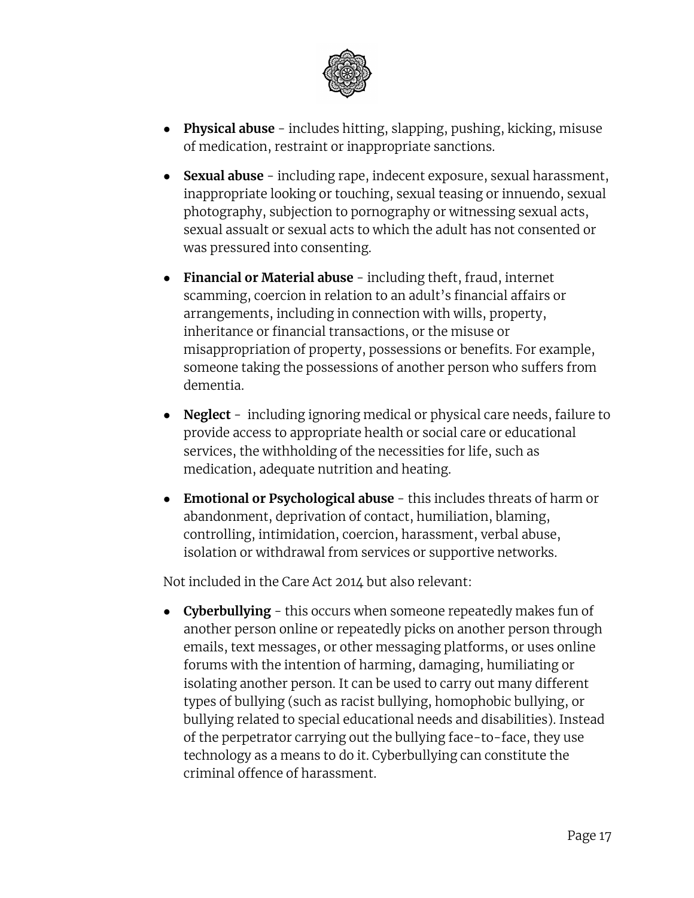- **Physical abuse** - includes hitting, slapping, pushing, kicking, misuse of medication, restraint or inappropriate sanctions.
- **Sexual abuse** - including rape, indecent exposure, sexual harassment, inappropriate looking or touching, sexual teasing or innuendo, sexual photography, subjection to pornography or witnessing sexual acts, sexual assault or sexual acts to which the adult has not consented or was pressured into consenting.
- **Financial or Material abuse** - including theft, fraud, internet scamming, coercion in relation to an adult's financial affairs or arrangements, including in connection with wills, property, inheritance or financial transactions, or the misuse or misappropriation of property, possessions or benefits. For example, someone taking the possessions of another person who suffers from dementia.
- **Neglect** - including ignoring medical or physical care needs, failure to provide access to appropriate health or social care or educational services, the withholding of the necessities for life, such as medication, adequate nutrition and heating.
- **Emotional or Psychological abuse** - this includes threats of harm or abandonment, deprivation of contact, humiliation, blaming, controlling, intimidation, coercion, harassment, verbal abuse, isolation or withdrawal from services or supportive networks.

Not included in the Care Act 2014 but also relevant:

- **Cyberbullying** - this occurs when someone repeatedly makes fun of another person online or repeatedly picks on another person through emails, text messages, or other messaging platforms, or uses online forums with the intention of harming, damaging, humiliating or isolating another person. It can be used to carry out many different types of bullying (such as racist bullying, homophobic bullying, or bullying related to special educational needs and disabilities). Instead of the perpetrator carrying out the bullying face-to-face, they use technology as a means to do it. Cyberbullying can constitute the criminal offence of harassment.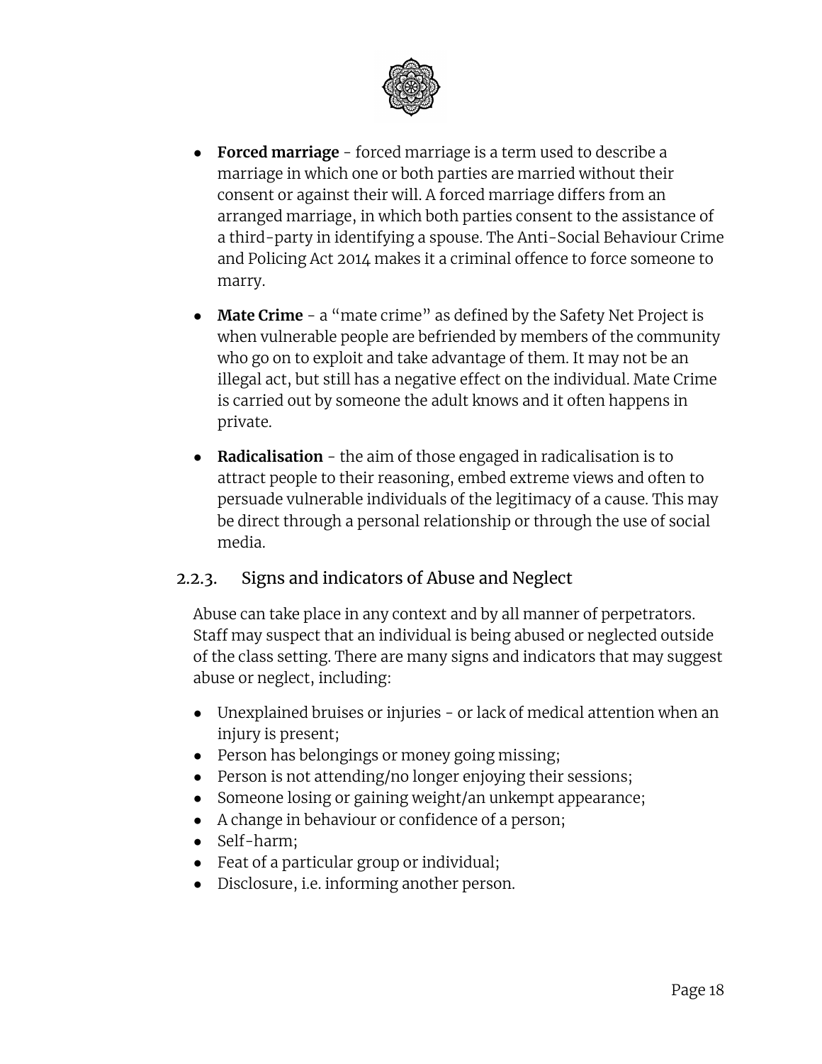- **Forced marriage** - forced marriage is a term used to describe a marriage in which one or both parties are married without their consent or against their will. A forced marriage differs from an arranged marriage, in which both parties consent to the assistance of a third-party in identifying a spouse. The Anti-Social Behaviour Crime and Policing Act 2014 makes it a criminal offence to force someone to marry.
- **Mate Crime** - a "mate crime" as defined by the Safety Net Project is when vulnerable people are befriended by members of the community who go on to exploit and take advantage of them. It may not be an illegal act, but still has a negative effect on the individual. Mate Crime is carried out by someone the adult knows and it often happens in private.
- **Radicalisation** - the aim of those engaged in radicalisation is to attract people to their reasoning, embed extreme views and often to persuade vulnerable individuals of the legitimacy of a cause. This may be direct through a personal relationship or through the use of social media.

### 2.2.3. Signs and indicators of Abuse and Neglect

Abuse can take place in any context and by all manner of perpetrators. Staff may suspect that an individual is being abused or neglected outside of the class setting. There are many signs and indicators that may suggest abuse or neglect, including:

- Unexplained bruises or injuries - or lack of medical attention when an injury is present;
- Person has belongings or money going missing;
- Person is not attending/no longer enjoying their sessions;
- Someone losing or gaining weight/an unkempt appearance;
- A change in behaviour or confidence of a person;
- Self-harm;
- Feat of a particular group or individual;
- Disclosure, i.e. informing another person.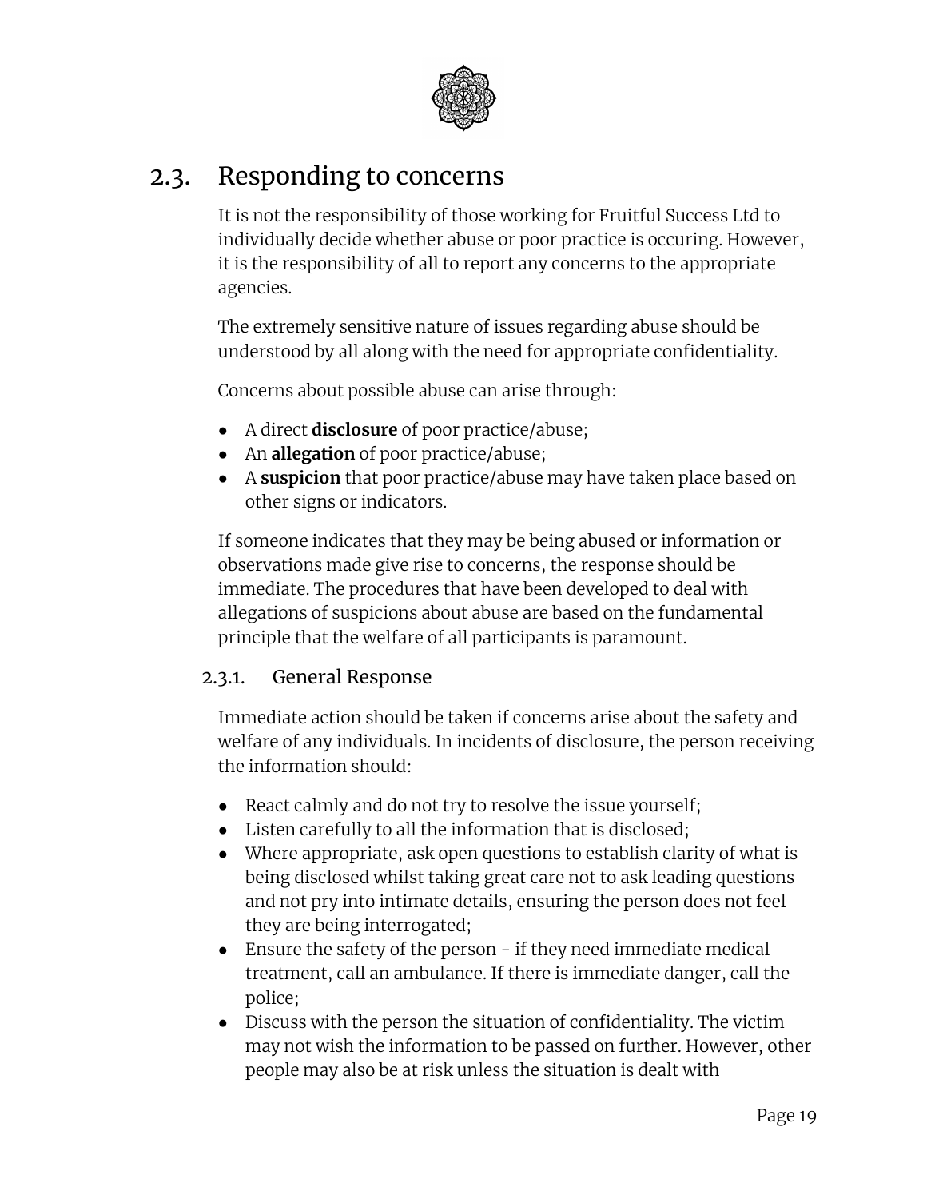## 2.3. Responding to concerns

It is not the responsibility of those working for Fruitful Success Ltd to individually decide whether abuse or poor practice is occuring. However, it is the responsibility of all to report any concerns to the appropriate agencies.

The extremely sensitive nature of issues regarding abuse should be understood by all along with the need for appropriate confidentiality.

Concerns about possible abuse can arise through:

- A direct **disclosure** of poor practice/abuse;
- An **allegation** of poor practice/abuse;
- A **suspicion** that poor practice/abuse may have taken place based on other signs or indicators.

If someone indicates that they may be being abused or information or observations made give rise to concerns, the response should be immediate. The procedures that have been developed to deal with allegations of suspicions about abuse are based on the fundamental principle that the welfare of all participants is paramount.

### 2.3.1. General Response

Immediate action should be taken if concerns arise about the safety and welfare of any individuals. In incidents of disclosure, the person receiving the information should:

- React calmly and do not try to resolve the issue yourself;
- Listen carefully to all the information that is disclosed;
- Where appropriate, ask open questions to establish clarity of what is being disclosed whilst taking great care not to ask leading questions and not pry into intimate details, ensuring the person does not feel they are being interrogated;
- Ensure the safety of the person - if they need immediate medical treatment, call an ambulance. If there is immediate danger, call the police;
- Discuss with the person the situation of confidentiality. The victim may not wish the information to be passed on further. However, other people may also be at risk unless the situation is dealt with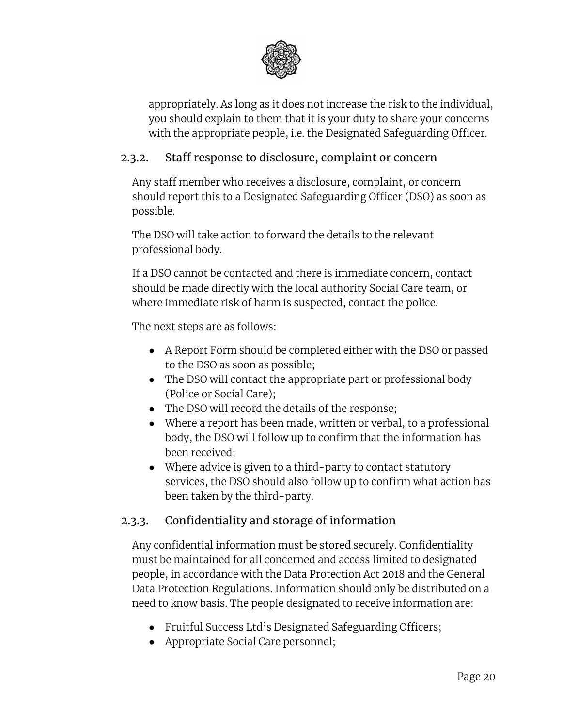appropriately. As long as it does not increase the risk to the individual, you should explain to them that it is your duty to share your concerns with the appropriate people, i.e. the Designated Safeguarding Officer.

### 2.3.2. Staff response to disclosure, complaint or concern

Any staff member who receives a disclosure, complaint, or concern should report this to a Designated Safeguarding Officer (DSO) as soon as possible.

The DSO will take action to forward the details to the relevant professional body.

If a DSO cannot be contacted and there is immediate concern, contact should be made directly with the local authority Social Care team, or where immediate risk of harm is suspected, contact the police.

The next steps are as follows:

- A Report Form should be completed either with the DSO or passed to the DSO as soon as possible;
- The DSO will contact the appropriate part or professional body (Police or Social Care);
- The DSO will record the details of the response;
- Where a report has been made, written or verbal, to a professional body, the DSO will follow up to confirm that the information has been received;
- Where advice is given to a third-party to contact statutory services, the DSO should also follow up to confirm what action has been taken by the third-party.

### 2.3.3. Confidentiality and storage of information

Any confidential information must be stored securely. Confidentiality must be maintained for all concerned and access limited to designated people, in accordance with the Data Protection Act 2018 and the General Data Protection Regulations. Information should only be distributed on a need to know basis. The people designated to receive information are:

- Fruitful Success Ltd's Designated Safeguarding Officers;
- Appropriate Social Care personnel;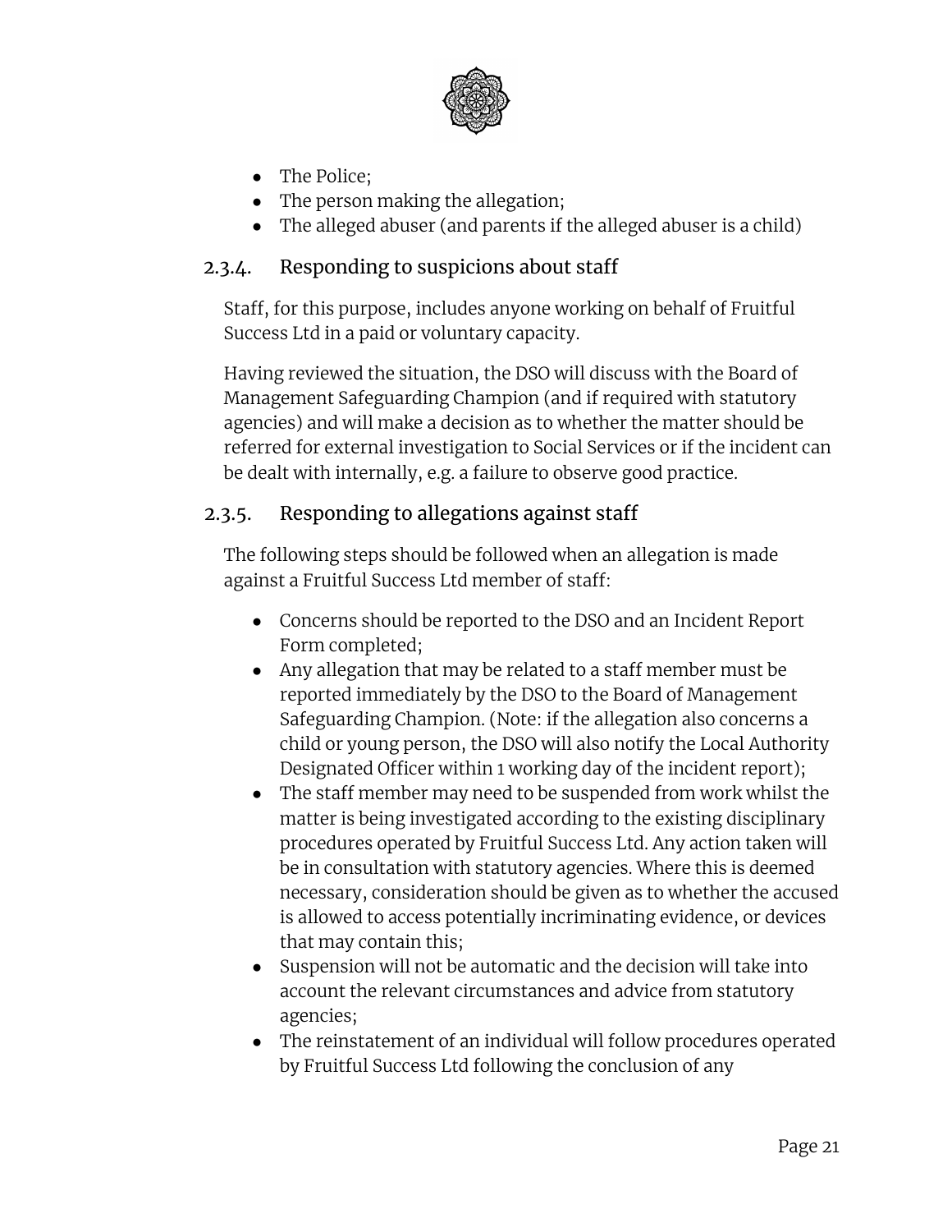- The Police;
- The person making the allegation;
- The alleged abuser (and parents if the alleged abuser is a child)

### 2.3.4. Responding to suspicions about staff

Staff, for this purpose, includes anyone working on behalf of Fruitful Success Ltd in a paid or voluntary capacity.

Having reviewed the situation, the DSO will discuss with the Board of Management Safeguarding Champion (and if required with statutory agencies) and will make a decision as to whether the matter should be referred for external investigation to Social Services or if the incident can be dealt with internally, e.g. a failure to observe good practice.

### 2.3.5. Responding to allegations against staff

The following steps should be followed when an allegation is made against a Fruitful Success Ltd member of staff:

- Concerns should be reported to the DSO and an Incident Report Form completed;
- Any allegation that may be related to a staff member must be reported immediately by the DSO to the Board of Management Safeguarding Champion. (Note: if the allegation also concerns a child or young person, the DSO will also notify the Local Authority Designated Officer within 1 working day of the incident report);
- The staff member may need to be suspended from work whilst the matter is being investigated according to the existing disciplinary procedures operated by Fruitful Success Ltd. Any action taken will be in consultation with statutory agencies. Where this is deemed necessary, consideration should be given as to whether the accused is allowed to access potentially incriminating evidence, or devices that may contain this;
- Suspension will not be automatic and the decision will take into account the relevant circumstances and advice from statutory agencies;
- The reinstatement of an individual will follow procedures operated by Fruitful Success Ltd following the conclusion of any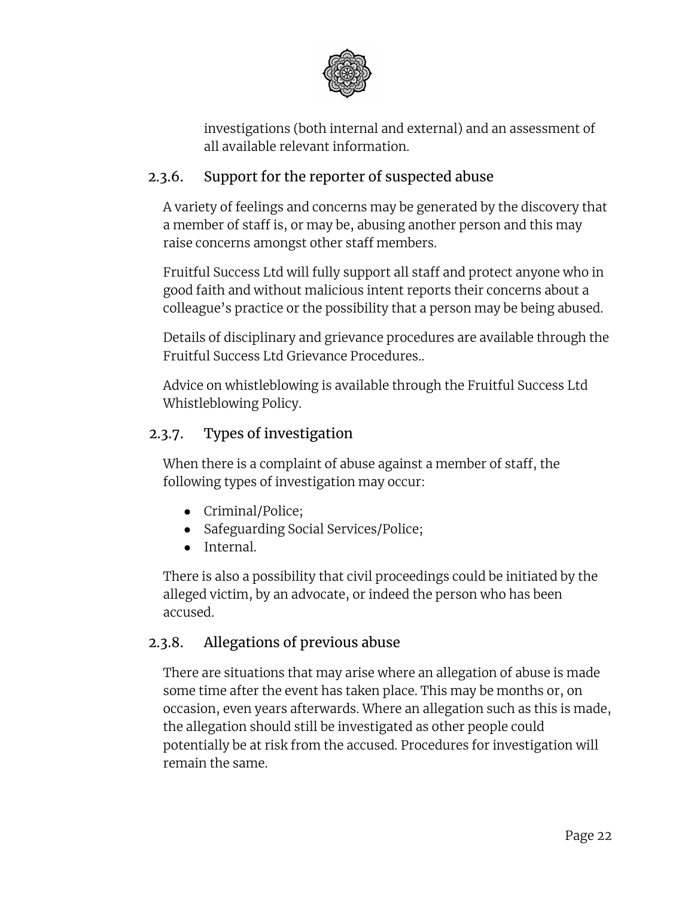investigations (both internal and external) and an assessment of all available relevant information.

### 2.3.6. Support for the reporter of suspected abuse

A variety of feelings and concerns may be generated by the discovery that a member of staff is, or may be, abusing another person and this may raise concerns amongst other staff members.

Fruitful Success Ltd will fully support all staff and protect anyone who in good faith and without malicious intent reports their concerns about a colleague's practice or the possibility that a person may be being abused.

Details of disciplinary and grievance procedures are available through the Fruitful Success Ltd Grievance Procedures..

Advice on whistleblowing is available through the Fruitful Success Ltd Whistleblowing Policy.

### 2.3.7. Types of investigation

When there is a complaint of abuse against a member of staff, the following types of investigation may occur:

- Criminal/Police;
- Safeguarding Social Services/Police;
- Internal.

There is also a possibility that civil proceedings could be initiated by the alleged victim, by an advocate, or indeed the person who has been accused.

### 2.3.8. Allegations of previous abuse

There are situations that may arise where an allegation of abuse is made some time after the event has taken place. This may be months or, on occasion, even years afterwards. Where an allegation such as this is made, the allegation should still be investigated as other people could potentially be at risk from the accused. Procedures for investigation will remain the same.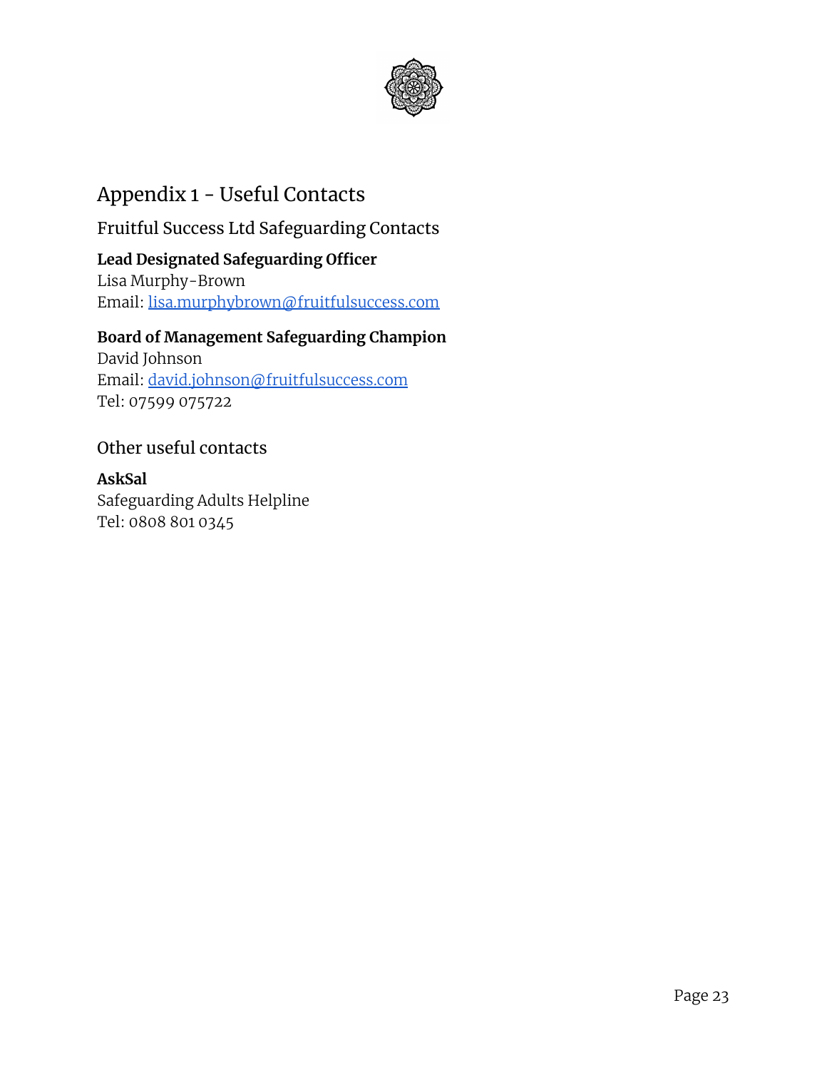# Appendix 1 - Useful Contacts

## Fruitful Success Ltd Safeguarding Contacts

**Lead Designated Safeguarding Officer**
Lisa Murphy-Brown
Email: lisa.murphybrown@fruitfulsuccess.com

**Board of Management Safeguarding Champion**
David Johnson
Email: david.johnson@fruitfulsuccess.com
Tel: 07599 075722

## Other useful contacts

**AskSal**
Safeguarding Adults Helpline
Tel: 0808 801 0345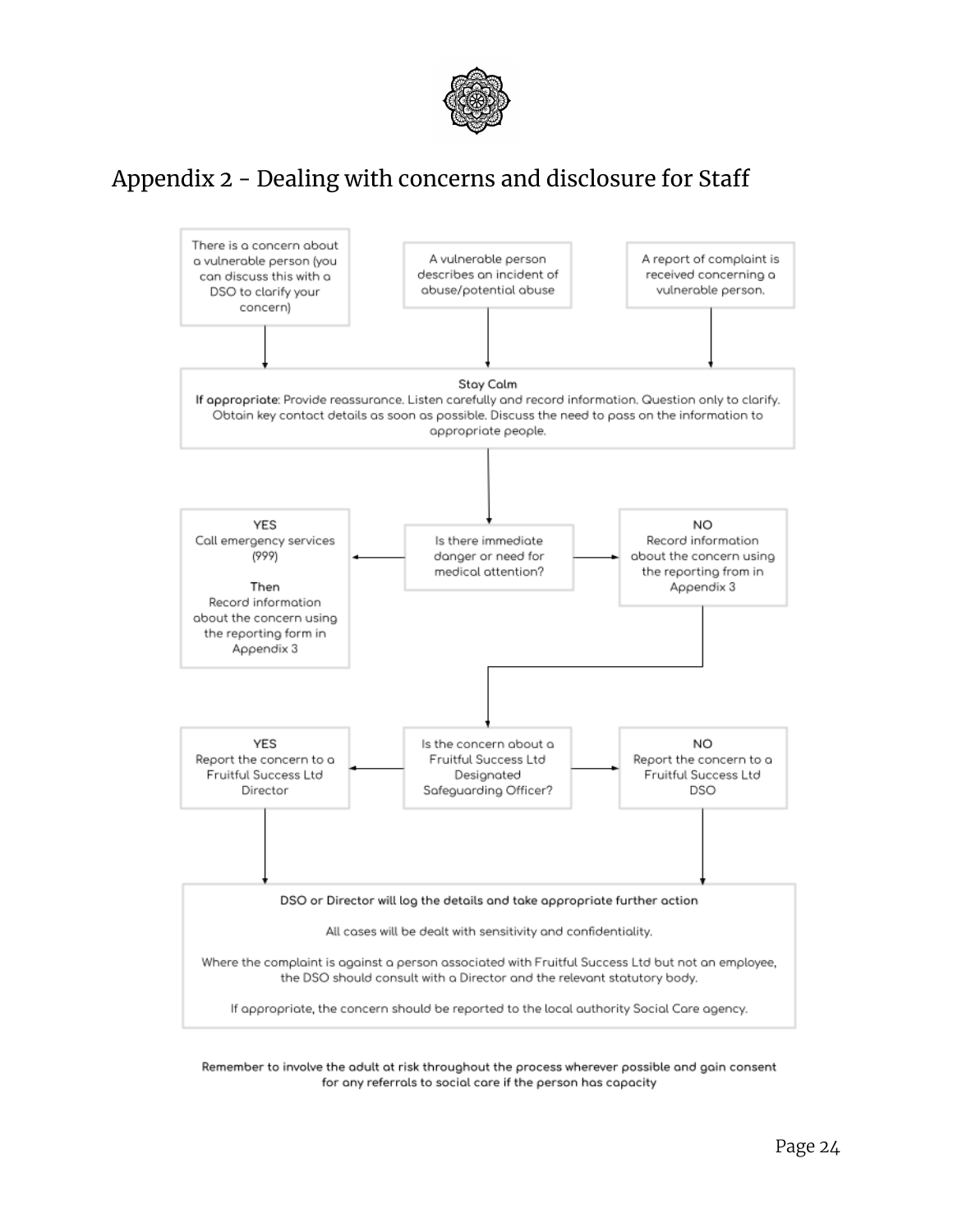## Appendix 2 - Dealing with concerns and disclosure for Staff

There is a concern about a vulnerable person (you can discuss this with a DSO to clarify your concern)

A vulnerable person describes an incident of abuse/potential abuse

A report of complaint is received concerning a vulnerable person.

**Stay Calm**

**If appropriate**: Provide reassurance. Listen carefully and record information. Question only to clarify. Obtain key contact details as soon as possible. Discuss the need to pass on the information to appropriate people.

Is there immediate danger or need for medical attention?

**YES**
Call emergency services (999)

**Then**
Record information about the concern using the reporting form in Appendix 3

**NO**
Record information about the concern using the reporting from in Appendix 3

Is the concern about a Fruitful Success Ltd Designated Safeguarding Officer?

**YES**
Report the concern to a Fruitful Success Ltd Director

**NO**
Report the concern to a Fruitful Success Ltd DSO

**DSO or Director will log the details and take appropriate further action**

All cases will be dealt with sensitivity and confidentiality.

Where the complaint is against a person associated with Fruitful Success Ltd but not an employee, the DSO should consult with a Director and the relevant statutory body.

If appropriate, the concern should be reported to the local authority Social Care agency.

**Remember to involve the adult at risk throughout the process wherever possible and gain consent for any referrals to social care if the person has capacity**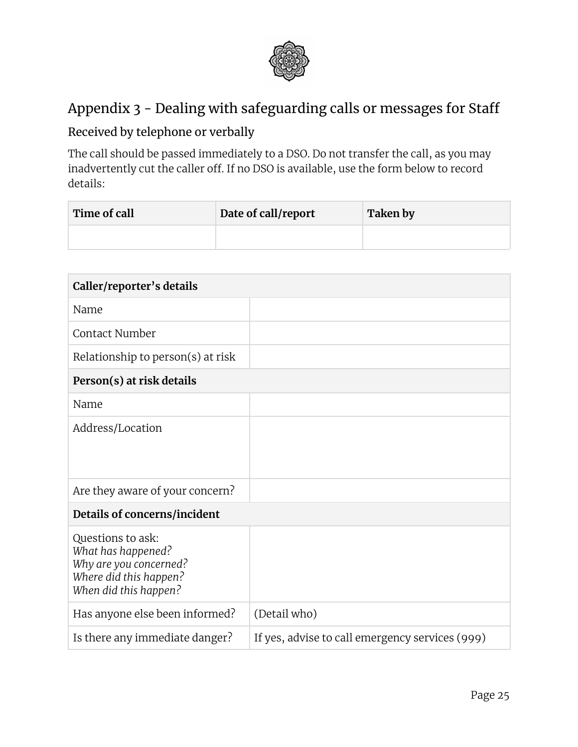## Appendix 3 - Dealing with safeguarding calls or messages for Staff

### Received by telephone or verbally

The call should be passed immediately to a DSO. Do not transfer the call, as you may inadvertently cut the caller off. If no DSO is available, use the form below to record details:

| Time of call | Date of call/report | Taken by |
|---|---|---|
| | | |

| **Caller/reporter's details** | |
|---|---|
| Name | |
| Contact Number | |
| Relationship to person(s) at risk | |
| **Person(s) at risk details** | |
| Name | |
| Address/Location | |
| Are they aware of your concern? | |
| **Details of concerns/incident** | |
| Questions to ask:<br>*What has happened?*<br>*Why are you concerned?*<br>*Where did this happen?*<br>*When did this happen?* | |
| Has anyone else been informed? | (Detail who) |
| Is there any immediate danger? | If yes, advise to call emergency services (999) |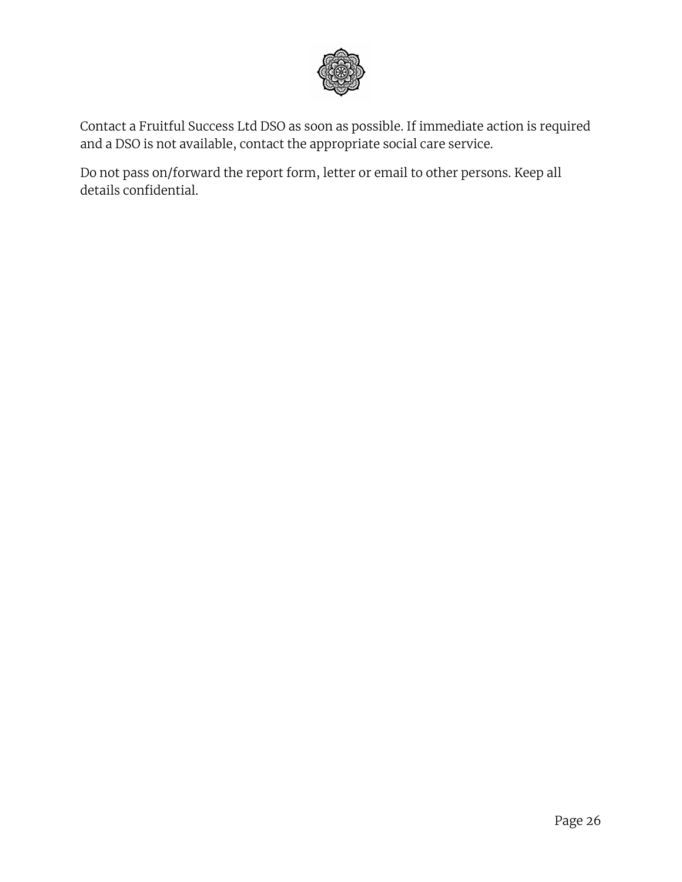Contact a Fruitful Success Ltd DSO as soon as possible. If immediate action is required and a DSO is not available, contact the appropriate social care service.

Do not pass on/forward the report form, letter or email to other persons. Keep all details confidential.